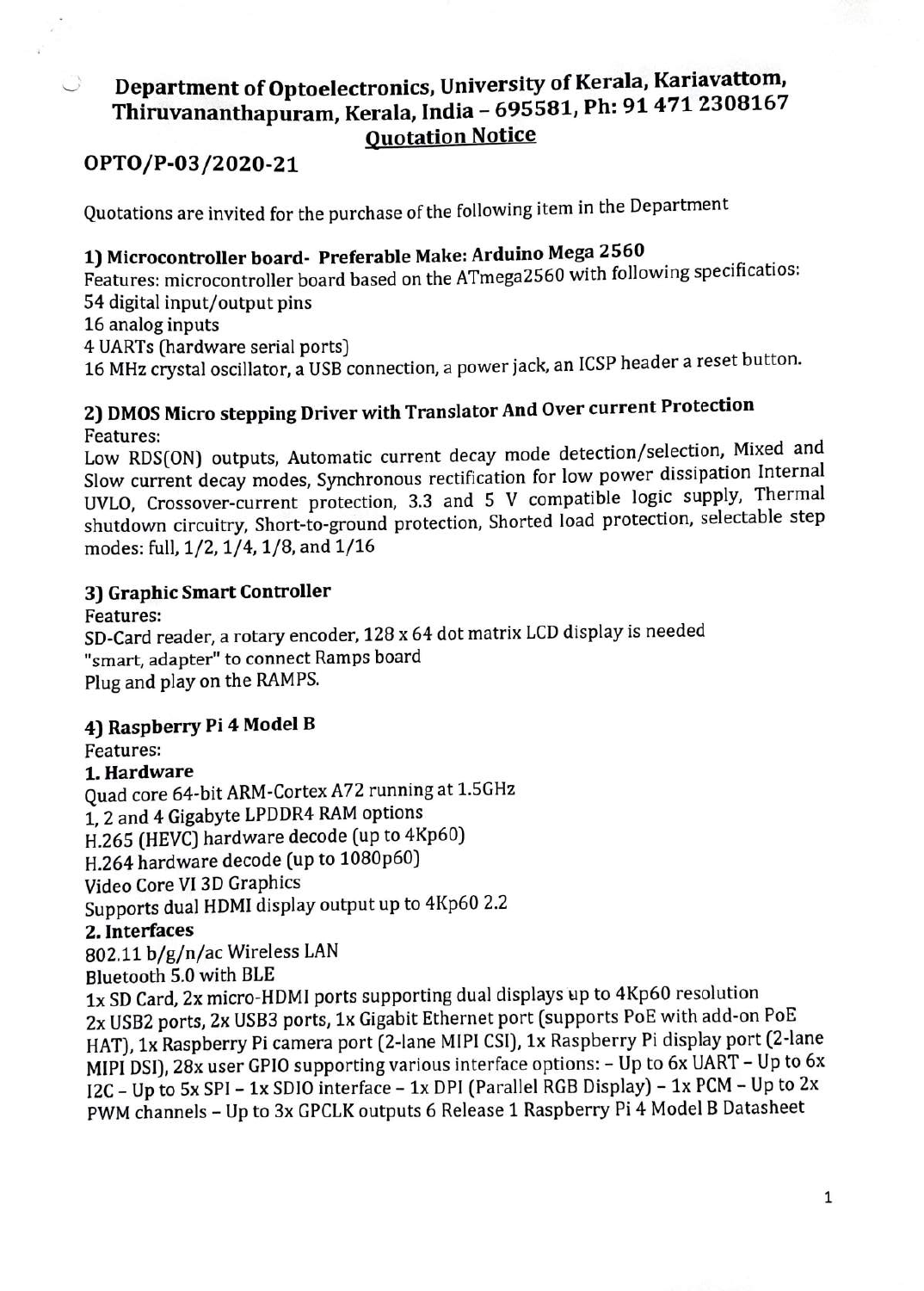# Department of Optoelectronics, University of Kerala, Kariavattom, Thiruvananthapuram, Kerala, India – 695581, Ph: 91 471 2308167

## Quotation Notice

**OPTO/P-03/2020-21**

Quotations are invited for the purchase of the following item in the Department

### 1) Microcontroller board- Preferable Make: Arduino Mega 2560

Features: microcontroller board based on the ATmega2560 with following specificatios:
54 digital input/output pins
16 analog inputs
4 UARTs (hardware serial ports)
16 MHz crystal oscillator, a USB connection, a power jack, an ICSP header a reset button.

### 2) DMOS Micro stepping Driver with Translator And Over current Protection

Features:
Low RDS(ON) outputs, Automatic current decay mode detection/selection, Mixed and Slow current decay modes, Synchronous rectification for low power dissipation Internal UVLO, Crossover-current protection, 3.3 and 5 V compatible logic supply, Thermal shutdown circuitry, Short-to-ground protection, Shorted load protection, selectable step modes: full, 1/2, 1/4, 1/8, and 1/16

### 3) Graphic Smart Controller

Features:
SD-Card reader, a rotary encoder, 128 x 64 dot matrix LCD display is needed
"smart, adapter" to connect Ramps board
Plug and play on the RAMPS.

### 4) Raspberry Pi 4 Model B

Features:

**1. Hardware**

Quad core 64-bit ARM-Cortex A72 running at 1.5GHz
1, 2 and 4 Gigabyte LPDDR4 RAM options
H.265 (HEVC) hardware decode (up to 4Kp60)
H.264 hardware decode (up to 1080p60)
Video Core VI 3D Graphics
Supports dual HDMI display output up to 4Kp60 2.2

**2. Interfaces**

802.11 b/g/n/ac Wireless LAN
Bluetooth 5.0 with BLE
1x SD Card, 2x micro-HDMI ports supporting dual displays up to 4Kp60 resolution
2x USB2 ports, 2x USB3 ports, 1x Gigabit Ethernet port (supports PoE with add-on PoE HAT), 1x Raspberry Pi camera port (2-lane MIPI CSI), 1x Raspberry Pi display port (2-lane MIPI DSI), 28x user GPIO supporting various interface options: – Up to 6x UART – Up to 6x I2C – Up to 5x SPI – 1x SDIO interface – 1x DPI (Parallel RGB Display) – 1x PCM – Up to 2x PWM channels – Up to 3x GPCLK outputs 6 Release 1 Raspberry Pi 4 Model B Datasheet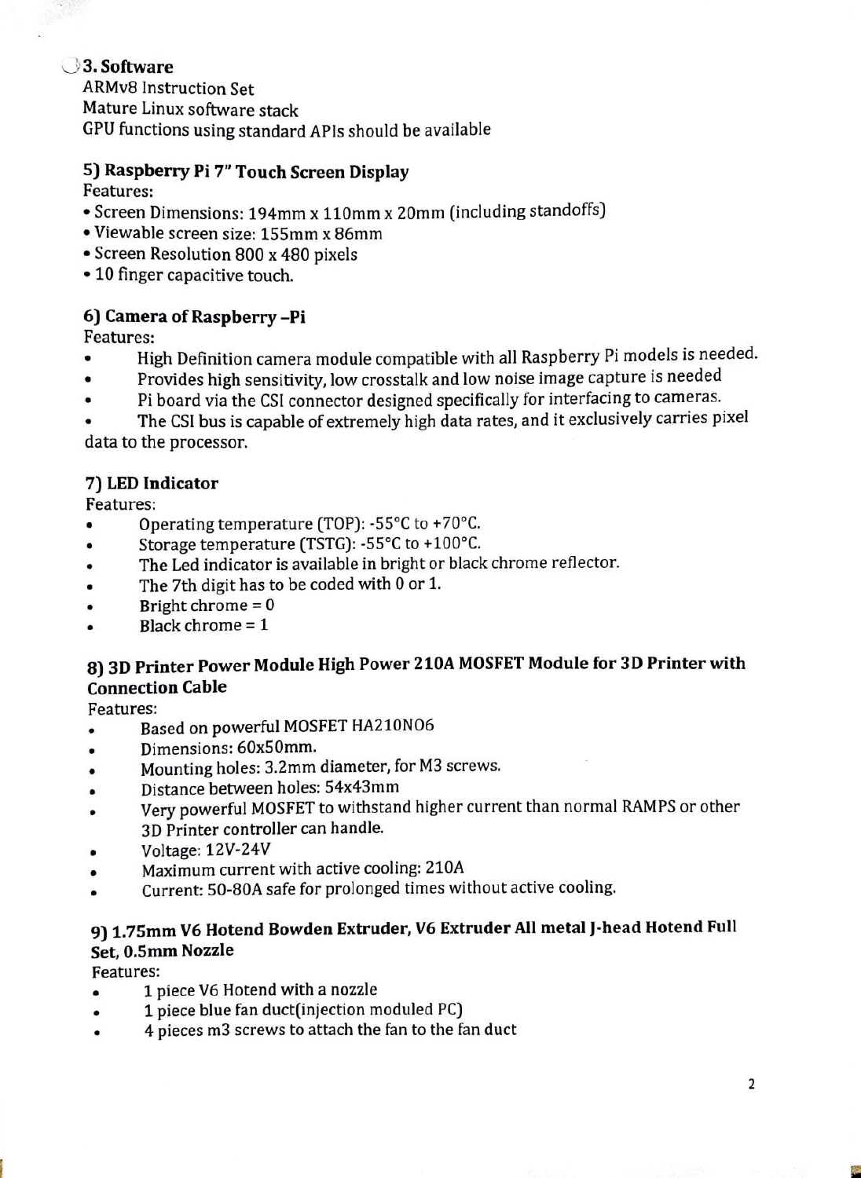**3. Software**

ARMv8 Instruction Set
Mature Linux software stack
GPU functions using standard APIs should be available

**5) Raspberry Pi 7" Touch Screen Display**

Features:

- Screen Dimensions: 194mm x 110mm x 20mm (including standoffs)
- Viewable screen size: 155mm x 86mm
- Screen Resolution 800 x 480 pixels
- 10 finger capacitive touch.

**6) Camera of Raspberry –Pi**

Features:

- High Definition camera module compatible with all Raspberry Pi models is needed.
- Provides high sensitivity, low crosstalk and low noise image capture is needed
- Pi board via the CSI connector designed specifically for interfacing to cameras.
- The CSI bus is capable of extremely high data rates, and it exclusively carries pixel data to the processor.

**7) LED Indicator**

Features:

- Operating temperature (TOP): -55°C to +70°C.
- Storage temperature (TSTG): -55°C to +100°C.
- The Led indicator is available in bright or black chrome reflector.
- The 7th digit has to be coded with 0 or 1.
- Bright chrome = 0
- Black chrome = 1

**8) 3D Printer Power Module High Power 210A MOSFET Module for 3D Printer with Connection Cable**

Features:

- Based on powerful MOSFET HA210N06
- Dimensions: 60x50mm.
- Mounting holes: 3.2mm diameter, for M3 screws.
- Distance between holes: 54x43mm
- Very powerful MOSFET to withstand higher current than normal RAMPS or other 3D Printer controller can handle.
- Voltage: 12V-24V
- Maximum current with active cooling: 210A
- Current: 50-80A safe for prolonged times without active cooling.

**9) 1.75mm V6 Hotend Bowden Extruder, V6 Extruder All metal J-head Hotend Full Set, 0.5mm Nozzle**

Features:

- 1 piece V6 Hotend with a nozzle
- 1 piece blue fan duct(injection moduled PC)
- 4 pieces m3 screws to attach the fan to the fan duct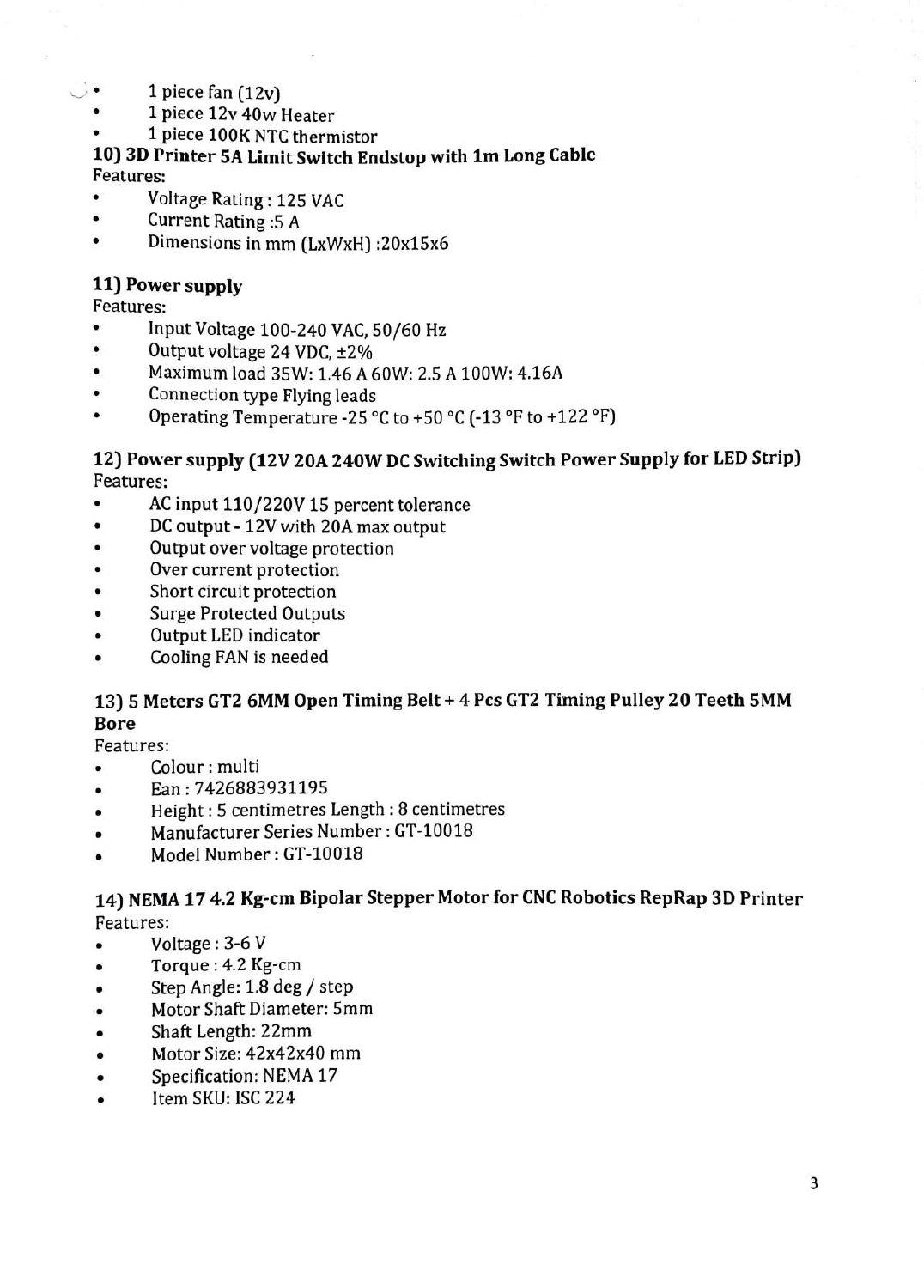- 1 piece fan (12v)
- 1 piece 12v 40w Heater
- 1 piece 100K NTC thermistor

**10) 3D Printer 5A Limit Switch Endstop with 1m Long Cable**

Features:

- Voltage Rating : 125 VAC
- Current Rating :5 A
- Dimensions in mm (LxWxH) :20x15x6

**11) Power supply**

Features:

- Input Voltage 100-240 VAC, 50/60 Hz
- Output voltage 24 VDC, ±2%
- Maximum load 35W: 1.46 A 60W: 2.5 A 100W: 4.16A
- Connection type Flying leads
- Operating Temperature -25 °C to +50 °C (-13 °F to +122 °F)

**12) Power supply (12V 20A 240W DC Switching Switch Power Supply for LED Strip)**

Features:

- AC input 110/220V 15 percent tolerance
- DC output - 12V with 20A max output
- Output over voltage protection
- Over current protection
- Short circuit protection
- Surge Protected Outputs
- Output LED indicator
- Cooling FAN is needed

**13) 5 Meters GT2 6MM Open Timing Belt + 4 Pcs GT2 Timing Pulley 20 Teeth 5MM Bore**

Features:

- Colour : multi
- Ean : 7426883931195
- Height : 5 centimetres Length : 8 centimetres
- Manufacturer Series Number : GT-10018
- Model Number : GT-10018

**14) NEMA 17 4.2 Kg-cm Bipolar Stepper Motor for CNC Robotics RepRap 3D Printer**

Features:

- Voltage : 3-6 V
- Torque : 4.2 Kg-cm
- Step Angle: 1.8 deg / step
- Motor Shaft Diameter: 5mm
- Shaft Length: 22mm
- Motor Size: 42x42x40 mm
- Specification: NEMA 17
- Item SKU: ISC 224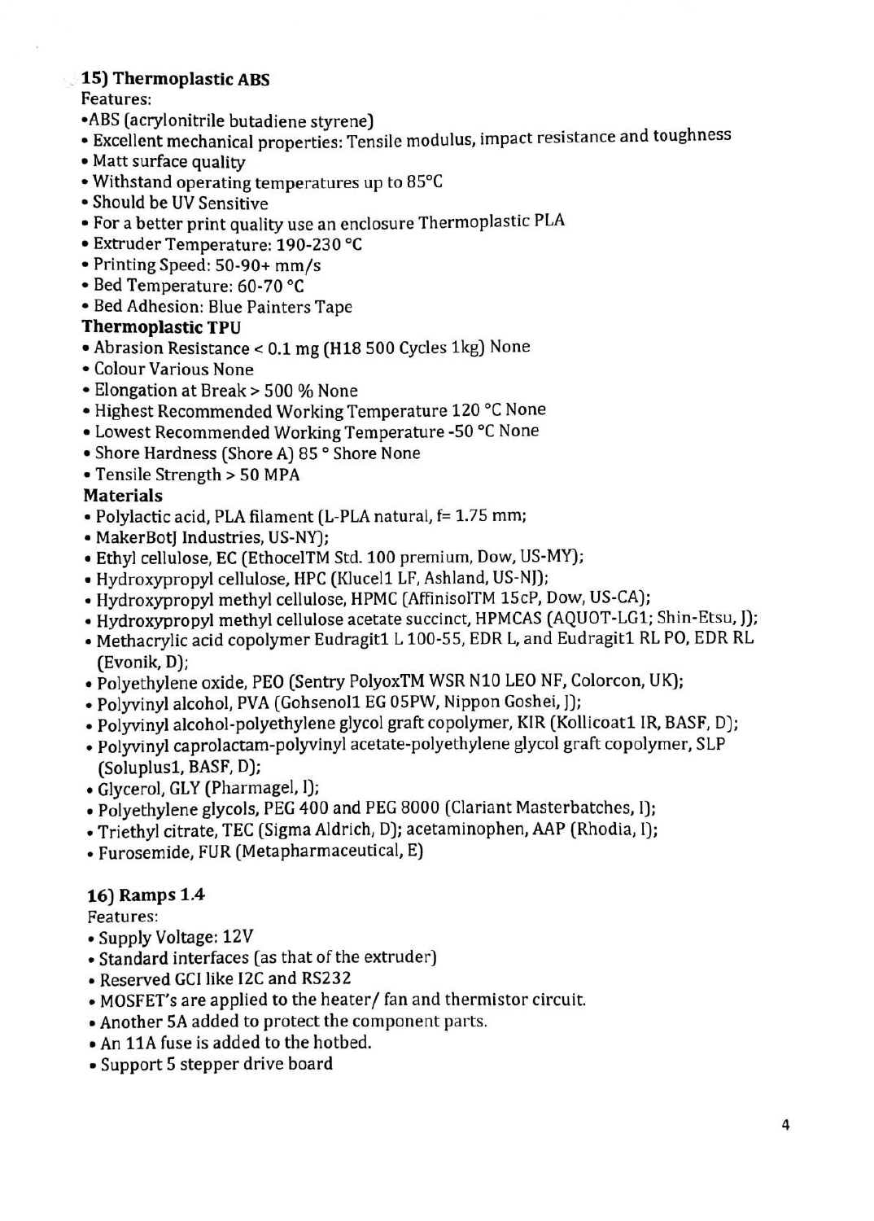## 15) Thermoplastic ABS

Features:

- ABS (acrylonitrile butadiene styrene)
- Excellent mechanical properties: Tensile modulus, impact resistance and toughness
- Matt surface quality
- Withstand operating temperatures up to 85°C
- Should be UV Sensitive
- For a better print quality use an enclosure Thermoplastic PLA
- Extruder Temperature: 190-230 °C
- Printing Speed: 50-90+ mm/s
- Bed Temperature: 60-70 °C
- Bed Adhesion: Blue Painters Tape

### Thermoplastic TPU

- Abrasion Resistance < 0.1 mg (H18 500 Cycles 1kg) None
- Colour Various None
- Elongation at Break > 500 % None
- Highest Recommended Working Temperature 120 °C None
- Lowest Recommended Working Temperature -50 °C None
- Shore Hardness (Shore A) 85 ° Shore None
- Tensile Strength > 50 MPA

### Materials

- Polylactic acid, PLA filament (L-PLA natural, f= 1.75 mm;
- MakerBotJ Industries, US-NY);
- Ethyl cellulose, EC (EthocelTM Std. 100 premium, Dow, US-MY);
- Hydroxypropyl cellulose, HPC (Klucel1 LF, Ashland, US-NJ);
- Hydroxypropyl methyl cellulose, HPMC (AffinisolTM 15cP, Dow, US-CA);
- Hydroxypropyl methyl cellulose acetate succinct, HPMCAS (AQUOT-LG1; Shin-Etsu, J);
- Methacrylic acid copolymer Eudragit1 L 100-55, EDR L, and Eudragit1 RL PO, EDR RL (Evonik, D);
- Polyethylene oxide, PEO (Sentry PolyoxTM WSR N10 LEO NF, Colorcon, UK);
- Polyvinyl alcohol, PVA (Gohsenol1 EG 05PW, Nippon Goshei, J);
- Polyvinyl alcohol-polyethylene glycol graft copolymer, KIR (Kollicoat1 IR, BASF, D);
- Polyvinyl caprolactam-polyvinyl acetate-polyethylene glycol graft copolymer, SLP (Soluplus1, BASF, D);
- Glycerol, GLY (Pharmagel, I);
- Polyethylene glycols, PEG 400 and PEG 8000 (Clariant Masterbatches, I);
- Triethyl citrate, TEC (Sigma Aldrich, D); acetaminophen, AAP (Rhodia, I);
- Furosemide, FUR (Metapharmaceutical, E)

## 16) Ramps 1.4

Features:

- Supply Voltage: 12V
- Standard interfaces (as that of the extruder)
- Reserved GCI like I2C and RS232
- MOSFET's are applied to the heater/ fan and thermistor circuit.
- Another 5A added to protect the component parts.
- An 11A fuse is added to the hotbed.
- Support 5 stepper drive board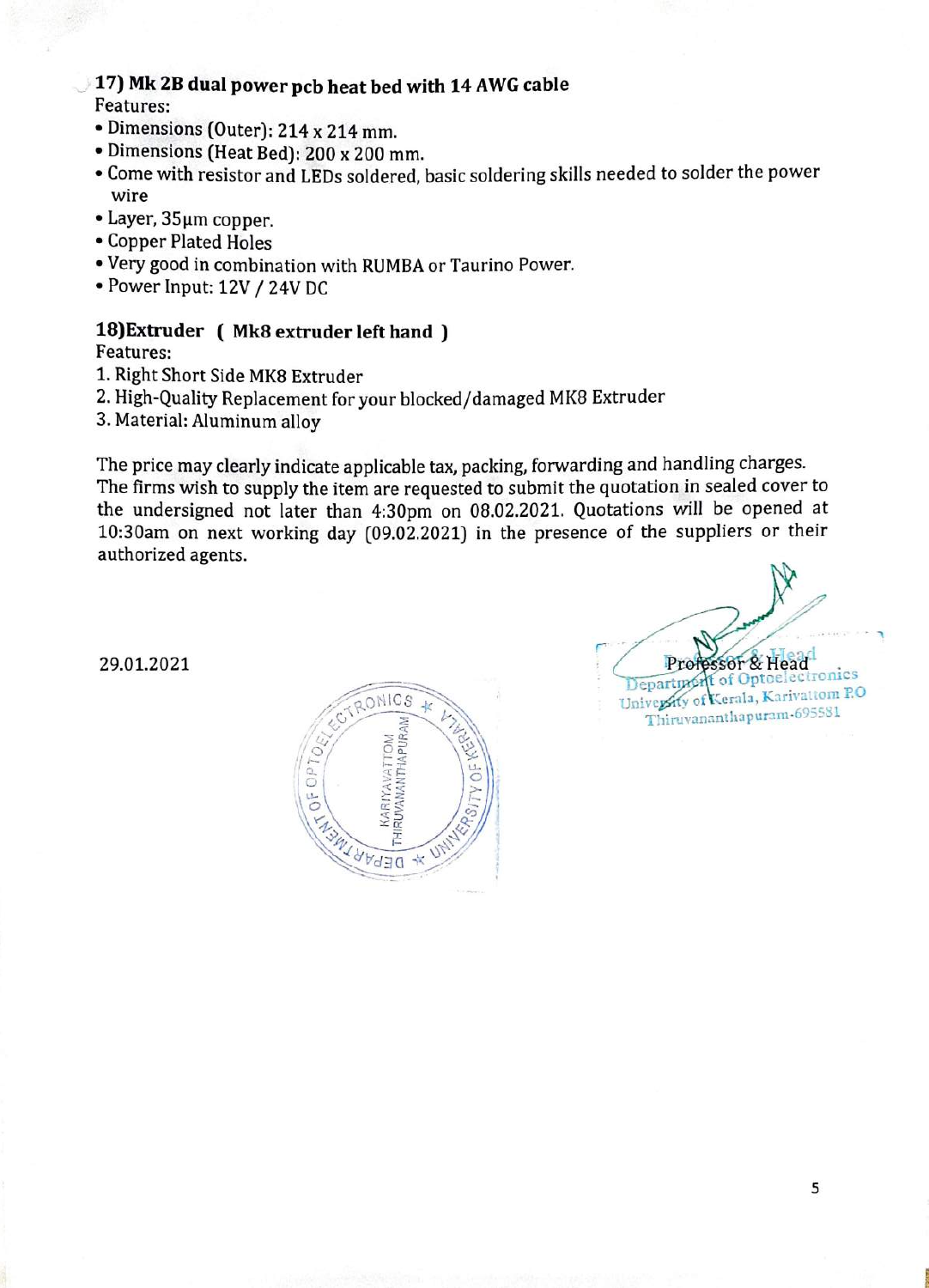**17) Mk 2B dual power pcb heat bed with 14 AWG cable**

Features:

- Dimensions (Outer): 214 x 214 mm.
- Dimensions (Heat Bed): 200 x 200 mm.
- Come with resistor and LEDs soldered, basic soldering skills needed to solder the power wire
- Layer, 35µm copper.
- Copper Plated Holes
- Very good in combination with RUMBA or Taurino Power.
- Power Input: 12V / 24V DC

**18)Extruder ( Mk8 extruder left hand )**

Features:

1. Right Short Side MK8 Extruder
2. High-Quality Replacement for your blocked/damaged MK8 Extruder
3. Material: Aluminum alloy

The price may clearly indicate applicable tax, packing, forwarding and handling charges. The firms wish to supply the item are requested to submit the quotation in sealed cover to the undersigned not later than 4:30pm on 08.02.2021. Quotations will be opened at 10:30am on next working day (09.02.2021) in the presence of the suppliers or their authorized agents.

29.01.2021

Professor & Head
Department of Optoelectronics
University of Kerala, Karivattom P.O
Thiruvananthapuram-695581